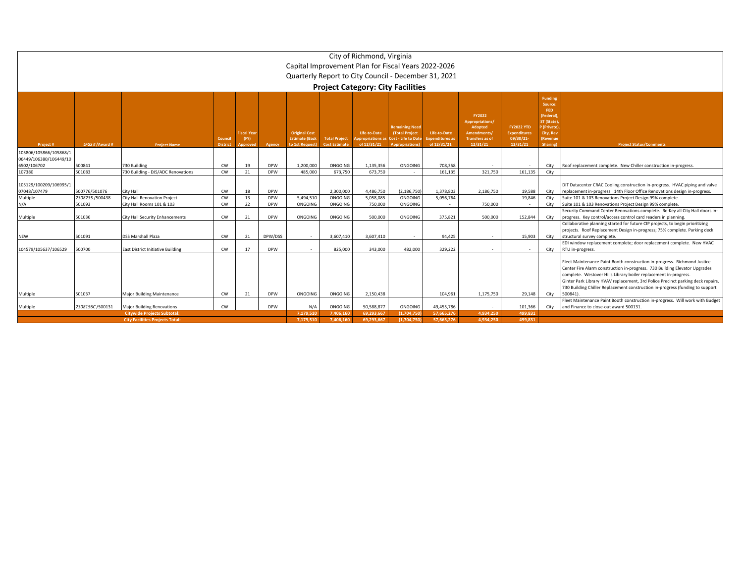# City of Richmond, Virginia

## Capital Improvement Plan for Fiscal Years 2022-2026

## Quarterly Report to City Council - December 31, 2021

### Project Category: City Facilities

| Project # | LFGS # /Award # | Project Name | Council District | Fiscal Year (FY) Approved | Agency | Original Cost Estimate (Back to 1st Request) | Total Project Cost Estimate | Life-to-Date Appropriations as of 12/31/21 | Remaining Need (Total Project Cost - Life to Date Appropriations) | Life-to-Date Expenditures as of 12/31/21 | FY2022 Appropriations/ Adopted Amendments/ Transfers as of 12/31/21 | FY2022 YTD Expenditures 09/30/21-12/31/21 | Funding Source: FED (Federal), ST (State), P (Private), City, Rev (Revenue Sharing) | Project Status/Comments |
|---|---|---|---|---|---|---|---|---|---|---|---|---|---|---|
| 105806/105866/105868/106449/106380/106449/106502/106702 | 500841 | 730 Building | CW | 19 | DPW | 1,200,000 | ONGOING | 1,135,356 | ONGOING | 708,358 | - | - | City | Roof replacement complete. New Chiller construction in-progress. |
| 107380 | 501083 | 730 Building - DJS/ADC Renovations | CW | 21 | DPW | 485,000 | 673,750 | 673,750 | - | 161,135 | 321,750 | 161,135 | City | |
| 105129/100209/106995/107048/107479 | 500776/501076 | City Hall | CW | 18 | DPW | | 2,300,000 | 4,486,750 | (2,186,750) | 1,378,803 | 2,186,750 | 19,588 | City | DIT Datacenter CRAC Cooling construction in-progress. HVAC piping and valve replacement in-progress. 14th Floor Office Renovations design in-progress. |
| Multiple | *2308235 /500438* | City Hall Renovation Project | CW | 13 | DPW | 5,494,510 | ONGOING | 5,058,085 | ONGOING | 5,056,764 | - | 19,846 | City | Suite 101 & 103 Renovations Project Design 99% complete. |
| N/A | 501093 | City Hall Rooms 101 & 103 | CW | 22 | DPW | ONGOING | ONGOING | 750,000 | ONGOING | - | 750,000 | - | City | Suite 101 & 103 Renovations Project Design 99% complete. |
| Multiple | 501036 | City Hall Security Enhancements | CW | 21 | DPW | ONGOING | ONGOING | 500,000 | ONGOING | 375,821 | 500,000 | 152,844 | City | Security Command Center Renovations complete. Re-Key all City Hall doors in-progress. Key control/access control card readers in planning. |
| NEW | 501091 | DSS Marshall Plaza | CW | 21 | DPW/DSS | - | 3,607,410 | 3,607,410 | - | 94,425 | - | 15,903 | City | Collaborative planning started for future CIP projects, to begin prioritizing projects. Roof Replacement Design in-progress; 75% complete. Parking deck structural survey complete. |
| 104579/105637/106529 | 500700 | East District Initiative Building | CW | 17 | DPW | - | 825,000 | 343,000 | 482,000 | 329,222 | - | - | City | EDI window replacement complete; door replacement complete. New HVAC RTU in-progress. |
| Multiple | 501037 | Major Building Maintenance | CW | 21 | DPW | ONGOING | ONGOING | 2,150,438 | | 104,961 | 1,175,750 | 29,148 | City | Fleet Maintenance Paint Booth construction in-progress. Richmond Justice Center Fire Alarm construction in-progress. 730 Building Elevator Upgrades complete. Westover Hills Library boiler replacement in-progress. Ginter Park Library HVAV replacement, 3rd Police Precinct parking deck repairs. 730 Building Chiller Replacement construction in-progress (funding to support 500841). |
| Multiple | *2308156C /500131* | Major Building Renovations | CW | | DPW | N/A | ONGOING | 50,588,877 | ONGOING | 49,455,786 | - | 101,366 | City | Fleet Maintenance Paint Booth construction in-progress. Will work with Budget and Finance to close-out award 500131. |
| | | **Citywide Projects Subtotal:** | | | | **7,179,510** | **7,406,160** | **69,293,667** | **(1,704,750)** | **57,665,276** | **4,934,250** | **499,831** | | |
| | | **City Facilities Projects Total:** | | | | **7,179,510** | **7,406,160** | **69,293,667** | **(1,704,750)** | **57,665,276** | **4,934,250** | **499,831** | | |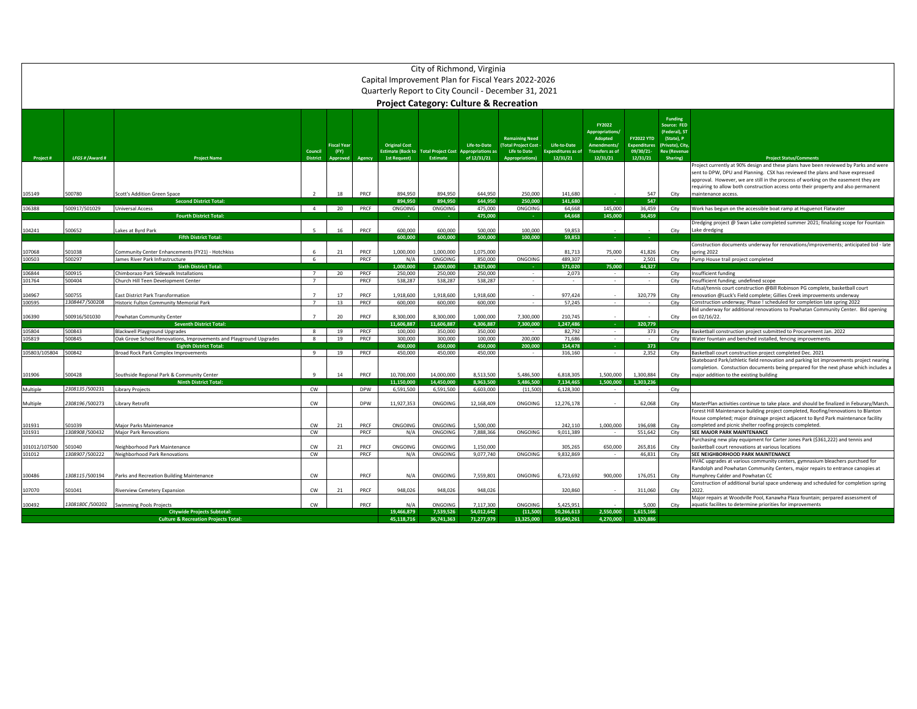# City of Richmond, Virginia

## Capital Improvement Plan for Fiscal Years 2022-2026

## Quarterly Report to City Council - December 31, 2021

### Project Category: Culture & Recreation

| Project # | LFGS # /Award # | Project Name | Council District | Fiscal Year (FY) Approved | Agency | Original Cost Estimate (Back to 1st Request) | Total Project Cost Estimate | Life-to-Date Appropriations as of 12/31/21 | Remaining Need (Total Project Cost - Life to Date Appropriations) | Life-to-Date Expenditures as of 12/31/21 | FY2022 Appropriations/ Adopted Amendments/ Transfers as of 12/31/21 | FY2022 YTD Expenditures 09/30/21-12/31/21 | Funding Source: FED (Federal), ST (State), P (Private), City, Rev (Revenue Sharing) | Project Status/Comments |
|---|---|---|---|---|---|---|---|---|---|---|---|---|---|---|
| 105149 | 500780 | Scott's Addition Green Space | 2 | 18 | PRCF | 894,950 | 894,950 | 644,950 | 250,000 | 141,680 | - | 547 | City | Project currently at 90% design and these plans have been reviewed by Parks and were sent to DPW, DPU and Planning. CSX has reviewed the plans and have expressed approval. However, we are still in the process of working on the easement they are requiring to allow both construction access onto their property and also permanent maintenance access. |
| | | **Second District Total:** | | | | **894,950** | **894,950** | **644,950** | **250,000** | **141,680** | **-** | **547** | | |
| 106388 | 500917/501029 | Universal Access | 4 | 20 | PRCF | ONGOING | ONGOING | 475,000 | ONGOING | 64,668 | 145,000 | 36,459 | City | Work has begun on the accessible boat ramp at Huguenot Flatwater |
| | | **Fourth District Total:** | | | | **-** | **-** | **475,000** | **-** | **64,668** | **145,000** | **36,459** | | |
| 104241 | 500652 | Lakes at Byrd Park | 5 | 16 | PRCF | 600,000 | 600,000 | 500,000 | 100,000 | 59,853 | - | - | City | Dredging project @ Swan Lake completed summer 2021; finalizing scope for Fountain Lake dredging |
| | | **Fifth District Total:** | | | | **600,000** | **600,000** | **500,000** | **100,000** | **59,853** | **-** | **-** | | |
| 107068 | 501038 | Community Center Enhancements (FY21) - Hotchkiss | 6 | 21 | PRCF | 1,000,000 | 1,000,000 | 1,075,000 | | 81,713 | 75,000 | 41,826 | City | Construction documents underway for renovations/improvements; anticipated bid - late spring 2022 |
| 100503 | 500297 | James River Park Infrastructure | 6 | | PRCF | N/A | ONGOING | 850,000 | ONGOING | 489,307 | - | 2,501 | City | Pump House trail project completed |
| | | **Sixth District Total:** | | | | **1,000,000** | **1,000,000** | **1,925,000** | **-** | **571,020** | **75,000** | **44,327** | | |
| 106844 | 500915 | Chimborazo Park Sidewalk Installations | 7 | 20 | PRCF | 250,000 | 250,000 | 250,000 | - | 2,073 | - | - | City | Insufficient funding |
| 101764 | 500404 | Church Hill Teen Development Center | 7 | | PRCF | 538,287 | 538,287 | 538,287 | - | - | - | - | City | Insufficient funding; undefined scope |
| 104967 | 500755 | East District Park Transformation | 7 | 17 | PRCF | 1,918,600 | 1,918,600 | 1,918,600 | - | 977,424 | - | 320,779 | City | Futsal/tennis court construction @Bill Robinson PG complete, basketball court renovation @Luck's Field complete; Gillies Creek improvements underway |
| 100595 | 1308447/500208 | Historic Fulton Community Memorial Park | 7 | 13 | PRCF | 600,000 | 600,000 | 600,000 | - | 57,245 | - | - | City | Construction underway; Phase I scheduled for completion late spring 2022 |
| 106390 | 500916/501030 | Powhatan Community Center | 7 | 20 | PRCF | 8,300,000 | 8,300,000 | 1,000,000 | 7,300,000 | 210,745 | - | - | City | Bid underway for additional renovations to Powhatan Community Center. Bid opening on 02/16/22. |
| | | **Seventh District Total:** | | | | **11,606,887** | **11,606,887** | **4,306,887** | **7,300,000** | **1,247,486** | **-** | **320,779** | | |
| 105804 | 500843 | Blackwell Playground Upgrades | 8 | 19 | PRCF | 100,000 | 350,000 | 350,000 | - | 82,792 | - | 373 | City | Basketball construction project submitted to Procurement Jan. 2022 |
| 105819 | 500845 | Oak Grove School Renovations, Improvements and Playground Upgrades | 8 | 19 | PRCF | 300,000 | 300,000 | 100,000 | 200,000 | 71,686 | - | - | City | Water fountain and benched installed, fencing improvements |
| | | **Eighth District Total:** | | | | **400,000** | **650,000** | **450,000** | **200,000** | **154,478** | **-** | **373** | | |
| 105803/105804 | 500842 | Broad Rock Park Complex Improvements | 9 | 19 | PRCF | 450,000 | 450,000 | 450,000 | - | 316,160 | - | 2,352 | City | Basketball court construction project completed Dec. 2021 |
| 101906 | 500428 | Southside Regional Park & Community Center | 9 | 14 | PRCF | 10,700,000 | 14,000,000 | 8,513,500 | 5,486,500 | 6,818,305 | 1,500,000 | 1,300,884 | City | Skateboard Park/athletic field renovation and parking lot improvements project nearing completion. Constuction documents being prepared for the next phase which includes a major addition to the existing building |
| | | **Ninth District Total:** | | | | **11,150,000** | **14,450,000** | **8,963,500** | **5,486,500** | **7,134,465** | **1,500,000** | **1,303,236** | | |
| Multiple | 2308135/500231 | Library Projects | CW | | DPW | 6,591,500 | 6,591,500 | 6,603,000 | (11,500) | 6,128,300 | - | - | City | |
| Multiple | 2308196/500273 | Library Retrofit | CW | | DPW | 11,927,353 | ONGOING | 12,168,409 | ONGOING | 12,276,178 | - | 62,068 | City | MasterPlan activities continue to take place. and should be finalized in Feburary/March. |
| 101931 | 501039 | Major Parks Maintenance | CW | 21 | PRCF | ONGOING | ONGOING | 1,500,000 | | 242,110 | 1,000,000 | 196,698 | City | Forest Hill Maintenance building project completed, Roofing/renovations to Blanton House completed; major drainage project adjacent to Byrd Park maintenance facility completed and picnic shelter roofing projects completed. |
| 101931 | 1308908/500432 | Major Park Renovations | CW | | PRCF | N/A | ONGOING | 7,888,366 | ONGOING | 9,011,389 | - | 551,642 | City | **SEE MAJOR PARK MAINTENANCE** |
| 101012/107500 | 501040 | Neighborhood Park Maintenance | CW | 21 | PRCF | ONGOING | ONGOING | 1,150,000 | | 305,265 | 650,000 | 265,816 | City | Purchasing new play equipment for Carter Jones Park ($361,222) and tennis and basketball court renovations at various locations |
| 101012 | 1308907/500222 | Neighborhood Park Renovations | CW | | PRCF | N/A | ONGOING | 9,077,740 | ONGOING | 9,832,869 | - | 46,831 | City | **SEE NEIGHBORHOOD PARK MAINTENANCE** |
| 100486 | 1308115/500194 | Parks and Recreation Building Maintenance | CW | | PRCF | N/A | ONGOING | 7,559,801 | ONGOING | 6,723,692 | 900,000 | 176,051 | City | HVAC upgrades at various community centers, gymnasium bleachers purchsed for Randolph and Powhatan Community Centers, major repairs to entrance canopies at Humphrey Calder and Powhatan CC |
| 107070 | 501041 | Riverview Cemetery Expansion | CW | 21 | PRCF | 948,026 | 948,026 | 948,026 | | 320,860 | - | 311,060 | City | Construction of additional burial space underway and scheduled for completion spring 2022. |
| 100492 | 1308180C/500202 | Swimming Pools Projects | CW | | PRCF | N/A | ONGOING | 7,117,300 | ONGOING | 5,425,951 | - | 5,000 | City | Major repairs at Woodville Pool, Kanawha Plaza fountain; perpared assessment of aquatic facilites to determine priorities for improvements |
| | | **Citywide Projects Subtotal:** | | | | **19,466,879** | **7,539,526** | **54,012,642** | **(11,500)** | **50,266,613** | **2,550,000** | **1,615,166** | | |
| | | **Culture & Recreation Projects Total:** | | | | **45,118,716** | **36,741,363** | **71,277,979** | **13,325,000** | **59,640,261** | **4,270,000** | **3,320,886** | | |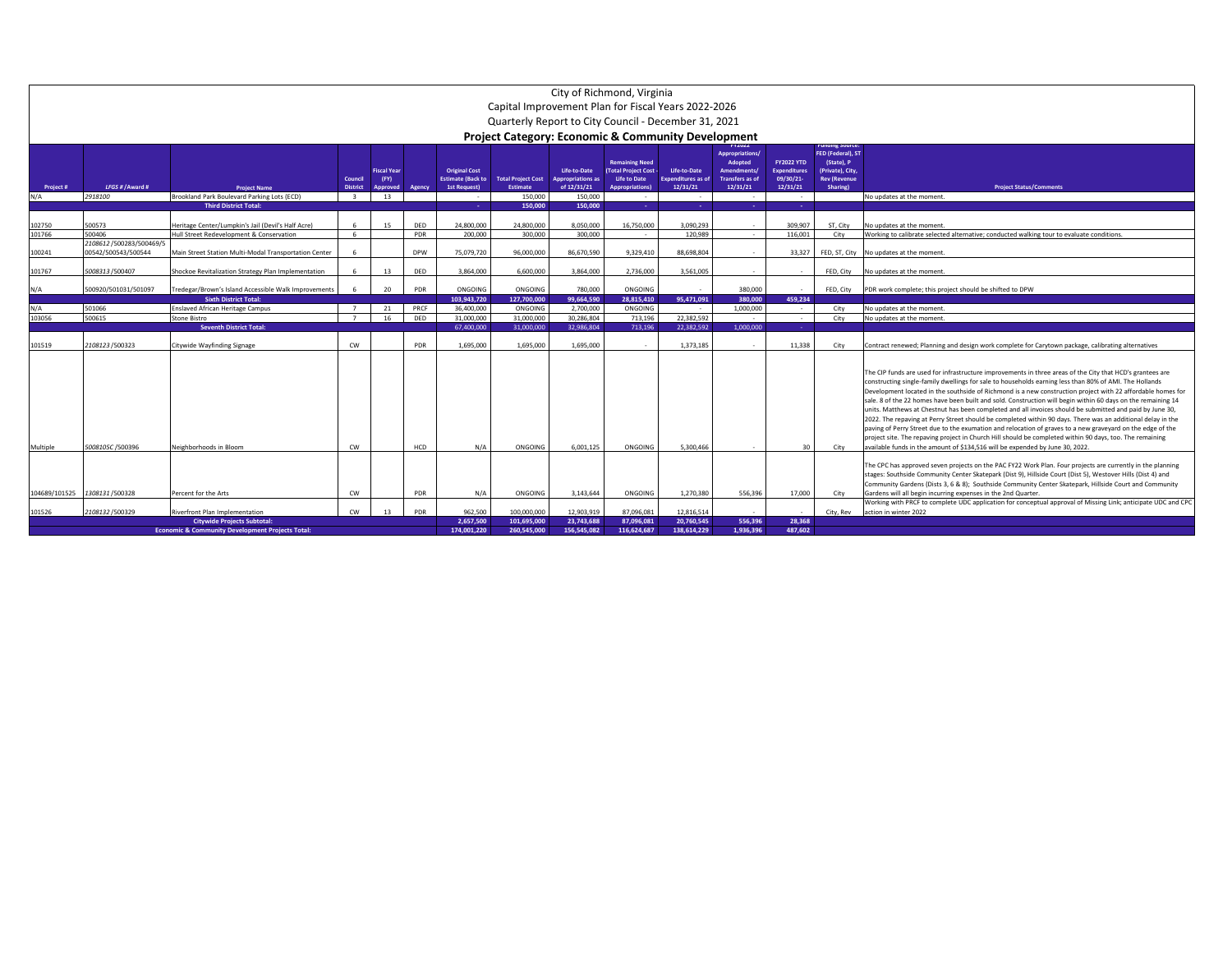# City of Richmond, Virginia

## Capital Improvement Plan for Fiscal Years 2022-2026

## Quarterly Report to City Council - December 31, 2021

### Project Category: Economic & Community Development

| Project # | LFGS # / Award # | Project Name | Council District | Fiscal Year (FY) Approved | Agency | Original Cost Estimate (Back to 1st Request) | Total Project Cost Estimate | Life-to-Date Appropriations as of 12/31/21 | Remaining Need (Total Project Cost - Life to Date Appropriations) | Life-to-Date Expenditures as of 12/31/21 | FY2022 Appropriations/ Adopted Amendments/ Transfers as of 12/31/21 | FY2022 YTD Expenditures 09/30/21-12/31/21 | Funding Source: FED (Federal), ST (State), P (Private), City, Rev (Revenue Sharing) | Project Status/Comments |
|---|---|---|---|---|---|---|---|---|---|---|---|---|---|---|
| N/A | 2918100 | Brookland Park Boulevard Parking Lots (ECD) | 3 | 13 | | - | 150,000 | 150,000 | - | - | - | - | | No updates at the moment. |
| | | **Third District Total:** | | | | - | 150,000 | 150,000 | - | - | - | - | | |
| 102750 | 500573 | Heritage Center/Lumpkin's Jail (Devil's Half Acre) | 6 | 15 | DED | 24,800,000 | 24,800,000 | 8,050,000 | 16,750,000 | 3,090,293 | - | 309,907 | ST, City | No updates at the moment. |
| 101766 | 500406 | Hull Street Redevelopment & Conservation | 6 | | PDR | 200,000 | 300,000 | 300,000 | - | 120,989 | - | 116,001 | City | Working to calibrate selected alternative; conducted walking tour to evaluate conditions. |
| 100241 | 2108612 /500283/500469/500542/500543/500544 | Main Street Station Multi-Modal Transportation Center | 6 | | DPW | 75,079,720 | 96,000,000 | 86,670,590 | 9,329,410 | 88,698,804 | - | 33,327 | FED, ST, City | No updates at the moment. |
| 101767 | 5008313 /500407 | Shockoe Revitalization Strategy Plan Implementation | 6 | 13 | DED | 3,864,000 | 6,600,000 | 3,864,000 | 2,736,000 | 3,561,005 | - | - | FED, City | No updates at the moment. |
| N/A | 500920/501031/501097 | Tredegar/Brown's Island Accessible Walk Improvements | 6 | 20 | PDR | ONGOING | ONGOING | 780,000 | ONGOING | - | 380,000 | - | FED, City | PDR work complete; this project should be shifted to DPW |
| | | **Sixth District Total:** | | | | 103,943,720 | 127,700,000 | 99,664,590 | 28,815,410 | 95,471,091 | 380,000 | 459,234 | | |
| N/A | 501066 | Enslaved African Heritage Campus | 7 | 21 | PRCF | 36,400,000 | ONGOING | 2,700,000 | ONGOING | - | 1,000,000 | - | City | No updates at the moment. |
| 103056 | 500615 | Stone Bistro | 7 | 16 | DED | 31,000,000 | 31,000,000 | 30,286,804 | 713,196 | 22,382,592 | - | - | City | No updates at the moment. |
| | | **Seventh District Total:** | | | | 67,400,000 | 31,000,000 | 32,986,804 | 713,196 | 22,382,592 | 1,000,000 | - | | |
| 101519 | 2108123 /500323 | Citywide Wayfinding Signage | CW | | PDR | 1,695,000 | 1,695,000 | 1,695,000 | - | 1,373,185 | - | 11,338 | City | Contract renewed; Planning and design work complete for Carytown package, calibrating alternatives |
| Multiple | 5008105C /500396 | Neighborhoods in Bloom | CW | | HCD | N/A | ONGOING | 6,001,125 | ONGOING | 5,300,466 | - | 30 | City | The CIP funds are used for infrastructure improvements in three areas of the City that HCD's grantees are constructing single-family dwellings for sale to households earning less than 80% of AMI. The Hollands Development located in the southside of Richmond is a new construction project with 22 affordable homes for sale. 8 of the 22 homes have been built and sold. Construction will begin within 60 days on the remaining 14 units. Matthews at Chestnut has been completed and all invoices should be submitted and paid by June 30, 2022. The repaving at Perry Street should be completed within 90 days. There was an additional delay in the paving of Perry Street due to the exumation and relocation of graves to a new graveyard on the edge of the project site. The repaving project in Church Hill should be completed within 90 days, too. The remaining available funds in the amount of $134,516 will be expended by June 30, 2022. |
| 104689/101525 | 1308131 /500328 | Percent for the Arts | CW | | PDR | N/A | ONGOING | 3,143,644 | ONGOING | 1,270,380 | 556,396 | 17,000 | City | The CPC has approved seven projects on the PAC FY22 Work Plan. Four projects are currently in the planning stages: Southside Community Center Skatepark (Dist 9), Hillside Court (Dist 5), Westover Hills (Dist 4) and Community Gardens (Dists 3, 6 & 8); Southside Community Center Skatepark, Hillside Court and Community Gardens will all begin incurring expenses in the 2nd Quarter. |
| 101526 | 2108132 /500329 | Riverfront Plan Implementation | CW | 13 | PDR | 962,500 | 100,000,000 | 12,903,919 | 87,096,081 | 12,816,514 | - | - | City, Rev | Working with PRCF to complete UDC application for conceptual approval of Missing Link; anticipate UDC and CPC action in winter 2022 |
| | | **Citywide Projects Subtotal:** | | | | 2,657,500 | 101,695,000 | 23,743,688 | 87,096,081 | 20,760,545 | 556,396 | 28,368 | | |
| | | **Economic & Community Development Projects Total:** | | | | 174,001,220 | 260,545,000 | 156,545,082 | 116,624,687 | 138,614,229 | 1,936,396 | 487,602 | | |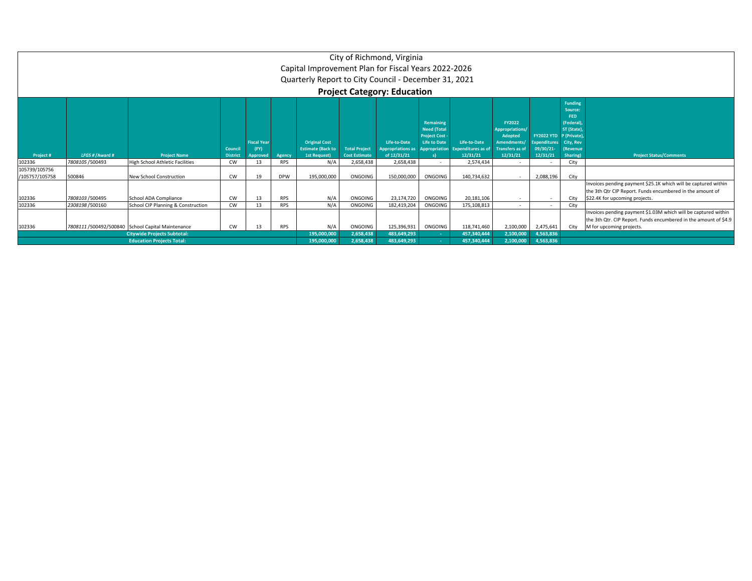# City of Richmond, Virginia

## Capital Improvement Plan for Fiscal Years 2022-2026

## Quarterly Report to City Council - December 31, 2021

### Project Category: Education

| Project # | LFGS # /Award # | Project Name | Council District | Fiscal Year (FY) Approved | Agency | Original Cost Estimate (Back to 1st Request) | Total Project Cost Estimate | Life-to-Date Appropriations as of 12/31/21 | Remaining Need (Total Project Cost - Life to Date Appropriations) | Life-to-Date Expenditures as of 12/31/21 | FY2022 Appropriations/ Adopted Amendments/ Transfers as of 12/31/21 | FY2022 YTD Expenditures 09/30/21-12/31/21 | Funding Source: FED (Federal), ST (State), P (Private), City, Rev (Revenue Sharing) | Project Status/Comments |
|---|---|---|---|---|---|---|---|---|---|---|---|---|---|---|
| 102336 | 7808105 /500493 | High School Athletic Facilities | CW | 13 | RPS | N/A | 2,658,438 | 2,658,438 | - | 2,574,434 | - | - | City | |
| 105739/105756 /105757/105758 | 500846 | New School Construction | CW | 19 | DPW | 195,000,000 | ONGOING | 150,000,000 | ONGOING | 140,734,632 | - | 2,088,196 | City | |
| 102336 | 7808103 /500495 | School ADA Compliance | CW | 13 | RPS | N/A | ONGOING | 23,174,720 | ONGOING | 20,181,106 | - | - | City | Invoices pending payment $25.1K which will be captured within the 3th Qtr CIP Report. Funds encumbered in the amount of $22.4K for upcoming projects. |
| 102336 | 2308198 /500160 | School CIP Planning & Construction | CW | 13 | RPS | N/A | ONGOING | 182,419,204 | ONGOING | 175,108,813 | - | - | City | |
| 102336 | 7808111 /500492/500840 | School Capital Maintenance | CW | 13 | RPS | N/A | ONGOING | 125,396,931 | ONGOING | 118,741,460 | 2,100,000 | 2,475,641 | City | Invoices pending payment $1.03M which will be captured within the 3th Qtr. CIP Report. Funds encumbered in the amount of $4.9 M for upcoming projects. |
| | | **Citywide Projects Subtotal:** | | | | **195,000,000** | **2,658,438** | **483,649,293** | **-** | **457,340,444** | **2,100,000** | **4,563,836** | | |
| | | **Education Projects Total:** | | | | **195,000,000** | **2,658,438** | **483,649,293** | **-** | **457,340,444** | **2,100,000** | **4,563,836** | | |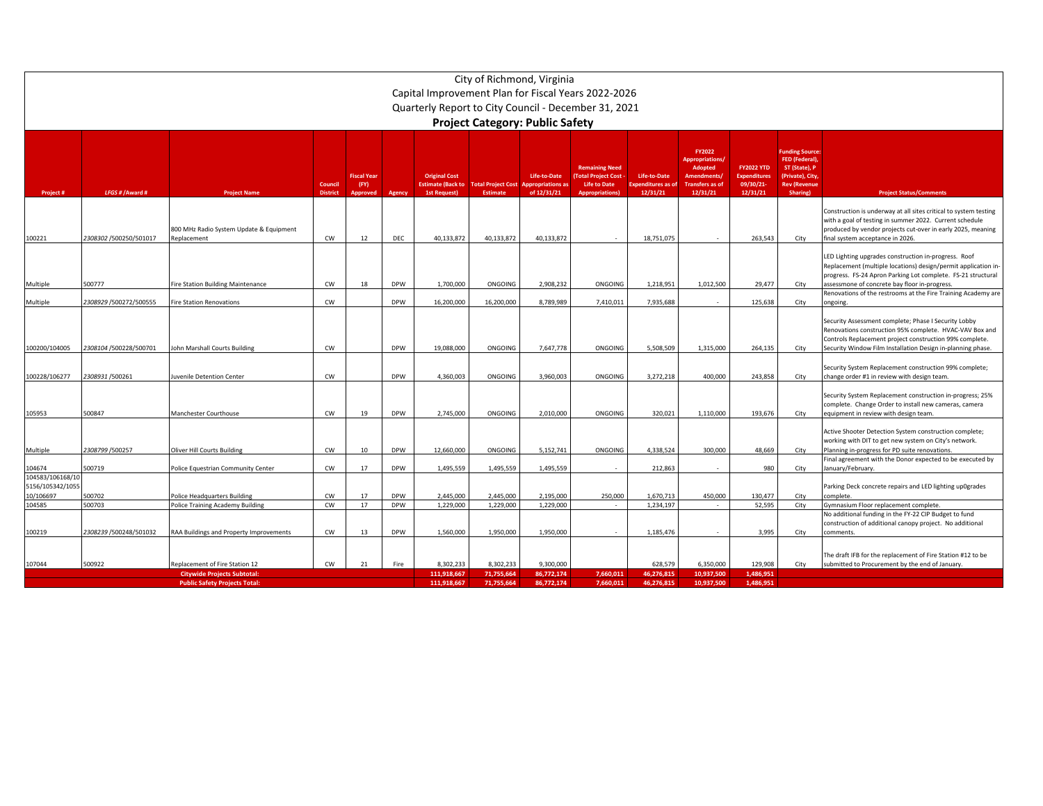# City of Richmond, Virginia

## Capital Improvement Plan for Fiscal Years 2022-2026

## Quarterly Report to City Council - December 31, 2021

### Project Category: Public Safety

| Project # | LFGS # /Award # | Project Name | Council District | Fiscal Year (FY) Approved | Agency | Original Cost Estimate (Back to 1st Request) | Total Project Cost Estimate | Life-to-Date Appropriations as of 12/31/21 | Remaining Need (Total Project Cost - Life to Date Appropriations) | Life-to-Date Expenditures as of 12/31/21 | FY2022 Appropriations/ Adopted Amendments/ Transfers as of 12/31/21 | FY2022 YTD Expenditures 09/30/21-12/31/21 | Funding Source: FED (Federal), ST (State), P (Private), City, Rev (Revenue Sharing) | Project Status/Comments |
|---|---|---|---|---|---|---|---|---|---|---|---|---|---|---|
| 100221 | 2308302 /500250/501017 | 800 MHz Radio System Update & Equipment Replacement | CW | 12 | DEC | 40,133,872 | 40,133,872 | 40,133,872 | - | 18,751,075 | - | 263,543 | City | Construction is underway at all sites critical to system testing with a goal of testing in summer 2022. Current schedule produced by vendor projects cut-over in early 2025, meaning final system acceptance in 2026. |
| Multiple | 500777 | Fire Station Building Maintenance | CW | 18 | DPW | 1,700,000 | ONGOING | 2,908,232 | ONGOING | 1,218,951 | 1,012,500 | 29,477 | City | LED Lighting upgrades construction in-progress. Roof Replacement (multiple locations) design/permit application in-progress. FS-24 Apron Parking Lot complete. FS-21 structural assessmone of concrete bay floor in-progress. |
| Multiple | 2308929 /500272/500555 | Fire Station Renovations | CW | | DPW | 16,200,000 | 16,200,000 | 8,789,989 | 7,410,011 | 7,935,688 | - | 125,638 | City | Renovations of the restrooms at the Fire Training Academy are ongoing. |
| 100200/104005 | 2308104 /500228/500701 | John Marshall Courts Building | CW | | DPW | 19,088,000 | ONGOING | 7,647,778 | ONGOING | 5,508,509 | 1,315,000 | 264,135 | City | Security Assessment complete; Phase I Security Lobby Renovations construction 95% complete. HVAC-VAV Box and Controls Replacement project construction 99% complete. Security Window Film Installation Design in-planning phase. |
| 100228/106277 | 2308931 /500261 | Juvenile Detention Center | CW | | DPW | 4,360,003 | ONGOING | 3,960,003 | ONGOING | 3,272,218 | 400,000 | 243,858 | City | Security System Replacement construction 99% complete; change order #1 in review with design team. |
| 105953 | 500847 | Manchester Courthouse | CW | 19 | DPW | 2,745,000 | ONGOING | 2,010,000 | ONGOING | 320,021 | 1,110,000 | 193,676 | City | Security System Replacement construction in-progress; 25% complete. Change Order to install new cameras, camera equipment in review with design team. |
| Multiple | 2308799 /500257 | Oliver Hill Courts Building | CW | 10 | DPW | 12,660,000 | ONGOING | 5,152,741 | ONGOING | 4,338,524 | 300,000 | 48,669 | City | Active Shooter Detection System construction complete; working with DIT to get new system on City's network. Planning in-progress for PD suite renovations. |
| 104674 | 500719 | Police Equestrian Community Center | CW | 17 | DPW | 1,495,559 | 1,495,559 | 1,495,559 | - | 212,863 | - | 980 | City | Final agreement with the Donor expected to be executed by January/February. |
| 104583/106168/105156/105342/105510/106697 | 500702 | Police Headquarters Building | CW | 17 | DPW | 2,445,000 | 2,445,000 | 2,195,000 | 250,000 | 1,670,713 | 450,000 | 130,477 | City | Parking Deck concrete repairs and LED lighting up0grades complete. |
| 104585 | 500703 | Police Training Academy Building | CW | 17 | DPW | 1,229,000 | 1,229,000 | 1,229,000 | - | 1,234,197 | - | 52,595 | City | Gymnasium Floor replacement complete. |
| 100219 | 2308239 /500248/501032 | RAA Buildings and Property Improvements | CW | 13 | DPW | 1,560,000 | 1,950,000 | 1,950,000 | - | 1,185,476 | - | 3,995 | City | No additional funding in the FY-22 CIP Budget to fund construction of additional canopy project. No additional comments. |
| 107044 | 500922 | Replacement of Fire Station 12 | CW | 21 | Fire | 8,302,233 | 8,302,233 | 9,300,000 | | 628,579 | 6,350,000 | 129,908 | City | The draft IFB for the replacement of Fire Station #12 to be submitted to Procurement by the end of January. |
| | | **Citywide Projects Subtotal:** | | | | **111,918,667** | **71,755,664** | **86,772,174** | **7,660,011** | **46,276,815** | **10,937,500** | **1,486,951** | | |
| | | **Public Safety Projects Total:** | | | | **111,918,667** | **71,755,664** | **86,772,174** | **7,660,011** | **46,276,815** | **10,937,500** | **1,486,951** | | |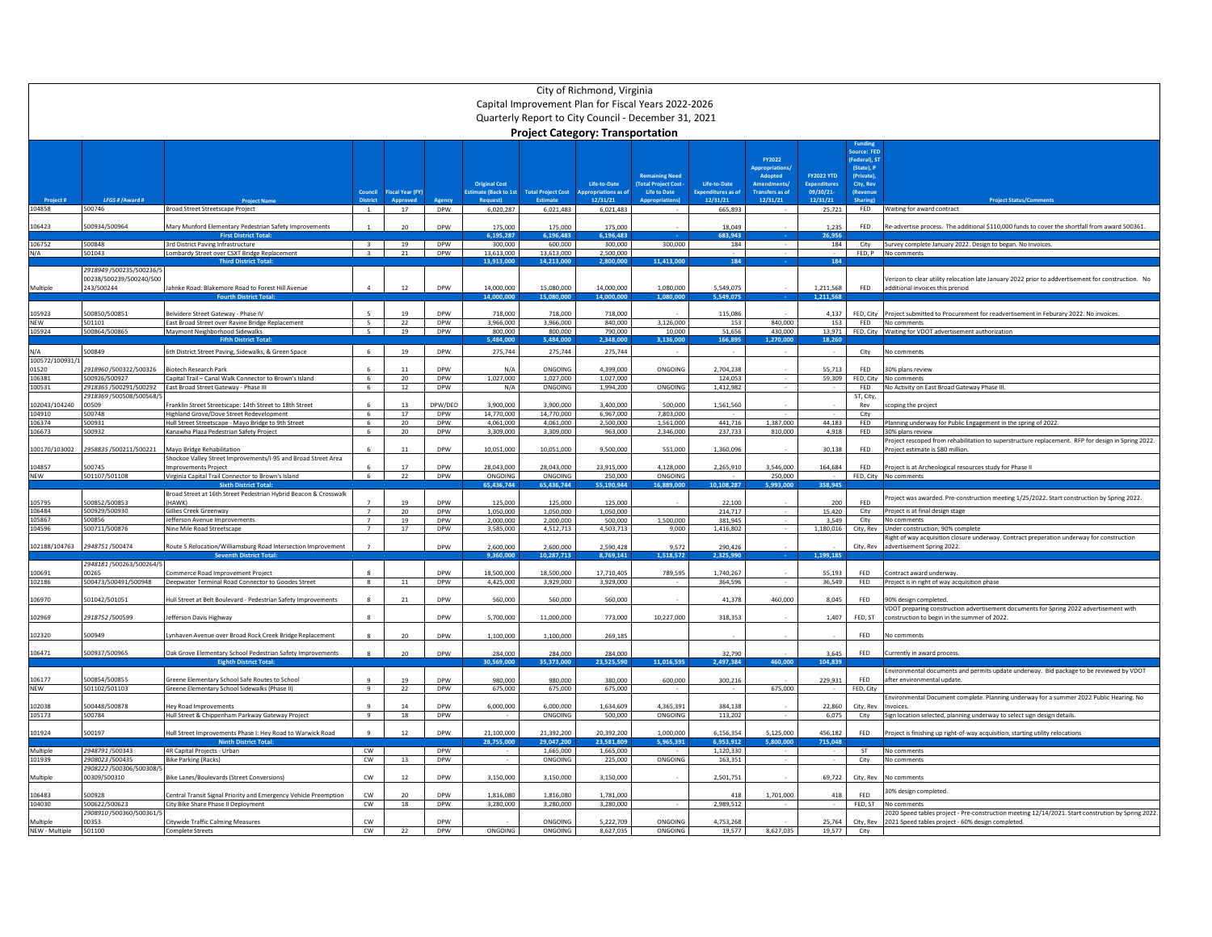# City of Richmond, Virginia

## Capital Improvement Plan for Fiscal Years 2022-2026

## Quarterly Report to City Council - December 31, 2021

### Project Category: Transportation

| Project # | LFGS # /Award # | Project Name | Council District | Fiscal Year (FY) Approved | Agency | Original Cost Estimate (Back to 1st Request) | Total Project Cost Estimate | Life-to-Date Appropriations as of 12/31/21 | Remaining Need (Total Project Cost - Life to Date Appropriations) | Life-to-Date Expenditures as of 12/31/21 | FY2022 Appropriations/ Adopted Amendments/ Transfers as of 12/31/21 | FY2022 YTD Expenditures 09/30/21-12/31/21 | Funding Source: FED (Federal), ST (State), P (Private), City, Rev (Revenue Sharing) | Project Status/Comments |
|---|---|---|---|---|---|---|---|---|---|---|---|---|---|---|
| 104858 | 500746 | Broad Street Streetscape Project | 1 | 17 | DPW | 6,020,287 | 6,021,483 | 6,021,483 | - | 665,893 | - | 25,721 | FED | Waiting for award contract |
| 106423 | 500934/500964 | Mary Munford Elementary Pedestrian Safety Improvements | 1 | 20 | DPW | 175,000 | 175,000 | 175,000 | - | 18,049 | - | 1,235 | FED | Re-advertise process. The additional $110,000 funds to cover the shortfall from award 500361. |
| | | **First District Total:** | | | | **6,195,287** | **6,196,483** | **6,196,483** | **-** | **683,943** | **-** | **26,956** | | |
| 106752 | 500848 | 3rd District Paving Infrastructure | 3 | 19 | DPW | 300,000 | 600,000 | 300,000 | 300,000 | 184 | - | 184 | City | Survey complete January 2022. Design to began. No Invoices. |
| N/A | 501043 | Lombardy Street over CSXT Bridge Replacement | 3 | 21 | DPW | 13,613,000 | 13,613,000 | 2,500,000 | | - | - | - | FED, P | No comments |
| | | **Third District Total:** | | | | **13,913,000** | **14,213,000** | **2,800,000** | **11,413,000** | **184** | **-** | **184** | | |
| Multiple | 2918949 /500235/500236/500238/500239/500240/500243/500244 | Jahnke Road: Blakemore Road to Forest Hill Avenue | 4 | 12 | DPW | 14,000,000 | 15,080,000 | 14,000,000 | 1,080,000 | 5,549,075 | - | 1,211,568 | FED | Verizon to clear utility relocation late January 2022 prior to advertisement for construction. No additional invoices this preriod |
| | | **Fourth District Total:** | | | | **14,000,000** | **15,080,000** | **14,000,000** | **1,080,000** | **5,549,075** | **-** | **1,211,568** | | |
| 105923 | 500850/500851 | Belvidere Street Gateway - Phase IV | 5 | 19 | DPW | 718,000 | 718,000 | 718,000 | - | 115,086 | | 4,137 | FED, City | Project submitted to Procurement for readvertisement in Feburary 2022. No invoices. |
| NEW | 501101 | East Broad Street over Ravine Bridge Replacement | 5 | 22 | DPW | 3,966,000 | 3,966,000 | 840,000 | 3,126,000 | 153 | 840,000 | 153 | FED | No comments |
| 105924 | 500864/500865 | Maymont Neighborhood Sidewalks | 5 | 19 | DPW | 800,000 | 800,000 | 790,000 | 10,000 | 51,656 | 430,000 | 13,971 | FED, City | Waiting for VDOT advertisement authorization |
| | | **Fifth District Total:** | | | | **5,484,000** | **5,484,000** | **2,348,000** | **3,136,000** | **166,895** | **1,270,000** | **18,260** | | |
| N/A | 500849 | 6th District Street Paving, Sidewalks, & Green Space | 6 | 19 | DPW | 275,744 | 275,744 | 275,744 | - | - | - | - | City | No comments |
| 100572/100931/101520 | 2918960 /500322/500326 | Biotech Research Park | 6 | 11 | DPW | N/A | ONGOING | 4,399,000 | ONGOING | 2,704,238 | - | 55,713 | FED | 30% plans review |
| 106381 | 500926/500927 | Capital Trail – Canal Walk Connector to Brown's Island | 6 | 20 | DPW | 1,027,000 | 1,027,000 | 1,027,000 | | 124,053 | - | 59,309 | FED, City | No comments |
| 100531 | 2918365 /500291/500292 | East Broad Street Gateway - Phase III | 6 | 12 | DPW | N/A | ONGOING | 1,994,200 | ONGOING | 1,412,982 | - | - | FED | No Activity on East Broad Gateway Phase III. |
| 102043/104240 | 2918369 /500508/500568/500509 | Franklin Street Streetscape: 14th Street to 18th Street | 6 | 13 | DPW/DED | 3,900,000 | 3,900,000 | 3,400,000 | 500,000 | 1,561,560 | | - | ST, City, Rev | scoping the project |
| 104910 | 500748 | Highland Grove/Dove Street Redevelopment | 6 | 17 | DPW | 14,770,000 | 14,770,000 | 6,967,000 | 7,803,000 | - | - | - | City | |
| 106374 | 500931 | Hull Street Streetscape - Mayo Bridge to 9th Street | 6 | 20 | DPW | 4,061,000 | 4,061,000 | 2,500,000 | 1,561,000 | 441,716 | 1,387,000 | 44,183 | FED | Planning underway for Public Engagement in the spring of 2022. |
| 106673 | 500932 | Kanawha Plaza Pedestrian Safety Project | 6 | 20 | DPW | 3,309,000 | 3,309,000 | 963,000 | 2,346,000 | 237,733 | 810,000 | 4,918 | FED | 30% plans review |
| 100170/103002 | 2958835 /500211/500221 | Mayo Bridge Rehabilitation | 6 | 11 | DPW | 10,051,000 | 10,051,000 | 9,500,000 | 551,000 | 1,360,096 | - | 30,138 | FED | Project rescoped from rehabilitation to superstructure replacement. RFP for design in Spring 2022. Project estimate is $80 million. |
| 104857 | 500745 | Shockoe Valley Street Improvements/I-95 and Broad Street Area Improvements Project | 6 | 17 | DPW | 28,043,000 | 28,043,000 | 23,915,000 | 4,128,000 | 2,265,910 | 3,546,000 | 164,684 | FED | Project is at Archeological resources study for Phase II |
| NEW | 501107/501108 | Virginia Capital Trail Connector to Brown's Island | 6 | 22 | DPW | ONGOING | ONGOING | 250,000 | ONGOING | - | 250,000 | - | FED, City | No comments |
| | | **Sixth District Total:** | | | | **65,436,744** | **65,436,744** | **55,190,944** | **16,889,000** | **10,108,287** | **5,993,000** | **358,945** | | |
| 105795 | 500852/500853 | Broad Street at 16th Street Pedestrian Hybrid Beacon & Crosswalk (HAWK) | 7 | 19 | DPW | 125,000 | 125,000 | 125,000 | - | 22,100 | - | 200 | FED | Project was awarded. Pre-construction meeting 1/25/2022. Start construction by Spring 2022. |
| 106484 | 500929/500930 | Gillies Creek Greenway | 7 | 20 | DPW | 1,050,000 | 1,050,000 | 1,050,000 | | 214,717 | - | 15,420 | City | Project is at final design stage |
| 105867 | 500856 | Jefferson Avenue Improvements | 7 | 19 | DPW | 2,000,000 | 2,000,000 | 500,000 | 1,500,000 | 381,945 | - | 3,549 | City | No comments |
| 104596 | 500711/500876 | Nine Mile Road Streetscape | 7 | 17 | DPW | 3,585,000 | 4,512,713 | 4,503,713 | 9,000 | 1,416,802 | - | 1,180,016 | City, Rev | Under construction; 90% complete |
| 102188/104763 | 2948751 /500474 | Route 5 Relocation/Williamsburg Road Intersection Improvement | 7 | | DPW | 2,600,000 | 2,600,000 | 2,590,428 | 9,572 | 290,426 | | - | City, Rev | Right of way acquisition closure underway. Contract preperation underway for construction advertisement Spring 2022. |
| | | **Seventh District Total:** | | | | **9,360,000** | **10,287,713** | **8,769,141** | **1,518,572** | **2,325,990** | **-** | **1,199,185** | | |
| 100691 | 2948181 /500263/500264/500265 | Commerce Road Improvement Project | 8 | | DPW | 18,500,000 | 18,500,000 | 17,710,405 | 789,595 | 1,740,267 | - | 55,193 | FED | Contract award underway. |
| 102186 | 500473/500491/500948 | Deepwater Terminal Road Connector to Goodes Street | 8 | 11 | DPW | 4,425,000 | 3,929,000 | 3,929,000 | - | 364,596 | - | 36,549 | FED | Project is in right of way acquisition phase |
| 106970 | 501042/501051 | Hull Street at Belt Boulevard - Pedestrian Safety Improvements | 8 | 21 | DPW | 560,000 | 560,000 | 560,000 | - | 41,378 | 460,000 | 8,045 | FED | 90% design completed. |
| 102969 | 2918752 /500599 | Jefferson Davis Highway | 8 | | DPW | 5,700,000 | 11,000,000 | 773,000 | 10,227,000 | 318,353 | - | 1,407 | FED, ST | VDOT preparing construction advertisement documents for Spring 2022 advertisement with construction to begin in the summer of 2022. |
| 102320 | 500949 | Lynhaven Avenue over Broad Rock Creek Bridge Replacement | 8 | 20 | DPW | 1,100,000 | 1,100,000 | 269,185 | | - | - | - | FED | No comments |
| 106471 | 500937/500965 | Oak Grove Elementary School Pedestrian Safety Improvements | 8 | 20 | DPW | 284,000 | 284,000 | 284,000 | - | 32,790 | | 3,645 | FED | Currently in award process. |
| | | **Eighth District Total:** | | | | **30,569,000** | **35,373,000** | **23,525,590** | **11,016,595** | **2,497,384** | **460,000** | **104,839** | | |
| 106177 | 500854/500855 | Greene Elementary School Safe Routes to School | 9 | 19 | DPW | 980,000 | 980,000 | 380,000 | 600,000 | 300,216 | - | 229,931 | FED | Environmental documents and permits update underway. Bid package to be reviewed by VDOT after environmental update. |
| NEW | 501102/501103 | Greene Elementary School Sidewalks (Phase II) | 9 | 22 | DPW | 675,000 | 675,000 | 675,000 | - | - | 675,000 | - | FED, City | |
| 102038 | 500448/500878 | Hey Road Improvements | 9 | 14 | DPW | 6,000,000 | 6,000,000 | 1,634,609 | 4,365,391 | 384,138 | - | 22,860 | City, Rev | Environmental Document complete. Planning underway for a summer 2022 Public Hearing. No Invoices. |
| 105173 | 500784 | Hull Street & Chippenham Parkway Gateway Project | 9 | 18 | DPW | - | ONGOING | 500,000 | ONGOING | 113,202 | - | 6,075 | City | Sign location selected, planning underway to select sign design details. |
| 101924 | 500197 | Hull Street Improvements Phase I: Hey Road to Warwick Road | 9 | 12 | DPW | 21,100,000 | 21,392,200 | 20,392,200 | 1,000,000 | 6,156,354 | 5,125,000 | 456,182 | FED | Project is finishing up right-of-way acquisition, starting utility relocations |
| | | **Ninth District Total:** | | | | **28,755,000** | **29,047,200** | **23,581,809** | **5,965,391** | **6,953,912** | **5,800,000** | **715,048** | | |
| Multiple | 2948791 /500343 | 4R Capital Projects - Urban | CW | | DPW | - | 1,665,000 | 1,665,000 | - | 1,120,330 | - | - | ST | No comments |
| 101939 | 2908023 /500435 | Bike Parking (Racks) | CW | 13 | DPW | - | ONGOING | 225,000 | ONGOING | 163,351 | - | - | City | No comments |
| Multiple | 2908222 /500306/500308/500309/500310 | Bike Lanes/Boulevards (Street Conversions) | CW | 12 | DPW | 3,150,000 | 3,150,000 | 3,150,000 | - | 2,501,751 | | 69,722 | City, Rev | No comments |
| 106483 | 500928 | Central Transit Signal Priority and Emergency Vehicle Preemption | CW | 20 | DPW | 1,816,080 | 1,816,080 | 1,781,000 | | 418 | 1,701,000 | 418 | FED | 30% design completed. |
| 104030 | 500622/500623 | City Bike Share Phase II Deployment | CW | 18 | DPW | 3,280,000 | 3,280,000 | 3,280,000 | - | 2,989,512 | - | - | FED, ST | No comments |
| Multiple | 2908910 /500360/500361/500353 | Citywide Traffic Calming Measures | CW | | DPW | - | ONGOING | 5,222,709 | ONGOING | 4,753,268 | - | 25,764 | City, Rev | 2020 Speed tables project - Pre-construction meeting 12/14/2021. Start constrution by Spring 2022. 2021 Speed tables project - 60% design completed. |
| NEW - Multiple | 501100 | Complete Streets | CW | 22 | DPW | ONGOING | ONGOING | 8,627,035 | ONGOING | 19,577 | 8,627,035 | 19,577 | City | |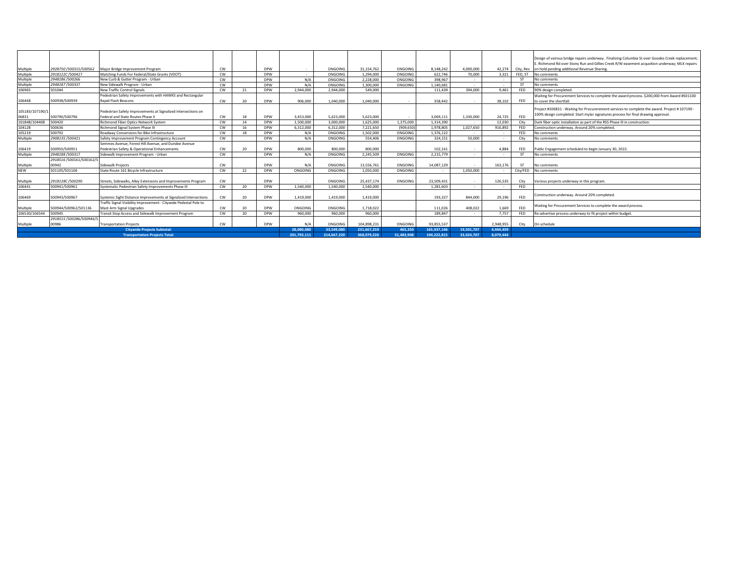| | | | | | | | | | | | | | | |
|---|---|---|---|---|---|---|---|---|---|---|---|---|---|---|
| Multiple | 2928750 /500315/500562 | Major Bridge Improvement Program | CW | | DPW | - | ONGOING | 31,154,762 | ONGOING | 8,148,242 | 4,000,000 | 42,274 | City, Rev | Design of vairous bridge repairs underway. Finalizing Columbia St over Goodes Creek replacement; E. Richmond Rd over Stony Run and Gillies Creek R/W easement acqusition underway; MLK repairs on hold pending additional Revenue Sharing. |
| Multiple | 2918122C /500427 | Matching Funds For Federal/State Grants (VDOT) | CW | | DPW | - | ONGOING | 1,294,000 | ONGOING | 622,746 | 70,000 | 3,321 | FED, ST | No comments |
| Multiple | 2948186 /500266 | New Curb & Gutter Program - Urban | CW | | DPW | N/A | ONGOING | 2,228,000 | ONGOING | 398,967 | - | - | ST | No comments |
| Multiple | 2948187 /500337 | New Sidewalk Program - Urban | CW | | DPW | N/A | ONGOING | 1,300,000 | ONGOING | 1,140,681 | - | - | ST | No comments |
| 106965 | 501044 | New Traffic Control Signals | CW | 21 | DPW | 2,944,000 | 2,944,000 | 549,000 | | 111,439 | 394,000 | 9,461 | FED | 90% design completed. |
| 106468 | 500938/500939 | Pedestrian Safety Improvements with HAWKS and Rectangular Rapid Flash Beacons | CW | 20 | DPW | 906,000 | 1,040,000 | 1,040,000 | - | 358,442 | - | 38,102 | FED | Waiting for Procurement Services to complete the award process. $200,000 from Award #501100 to cover the shortfall. |
| 105183/107190/106831 | 500790/500796 | Pedestrian Safety Improvements at Signalized Intersections on Federal and State Routes Phase II | CW | 18 | DPW | 3,453,000 | 5,623,000 | 5,623,000 | - | 3,069,111 | 1,330,000 | 24,725 | FED | Project #106831 - Waiting for Procurerement services to complete the award. Project # 107190 - 100% design completed. Start mylar signatures process for final drawing approval. |
| 101848/104408 | 500420 | Richmond Fiber Optics Network System | CW | 14 | DPW | 1,500,000 | 3,000,000 | 1,625,000 | 1,375,000 | 1,314,390 | - | 12,030 | City | Dark fiber optic installation as part of the RSS Phase III in construction. |
| 104128 | 500636 | Richmond Signal System Phase III | CW | 16 | DPW | 6,312,000 | 6,312,000 | 7,221,650 | (909,650) | 1,978,805 | 1,027,650 | 916,892 | FED | Construction underway. Around 20% completed. |
| 105219 | 500792 | Roadway Conversions for Bike Infrastructure | CW | 18 | DPW | N/A | ONGOING | 1,502,000 | ONGOING | 1,376,122 | - | - | FED | No comments |
| Multiple | 2908135 /500421 | Safety Improvement Program Contingency Account | CW | | DPW | N/A | ONGOING | 554,406 | ONGOING | 324,151 | 50,000 | - | City | No comments |
| 106419 | 500950/500951 | Semmes Avenue, Forest Hill Avenue, and Dundee Avenue Pedestrian Safety & Operational Enhancements | CW | 20 | DPW | 800,000 | 800,000 | 800,000 | | 102,161 | - | 4,884 | FED | Public Engagement scheduled to begin January 30, 2022. |
| Multiple | 2948188 /500317 | Sidewalk Improvement Program - Urban | CW | | DPW | N/A | ONGOING | 2,245,509 | ONGOING | 2,215,779 | - | - | ST | No comments |
| Multiple | 2918516 /500161/500162/500942 | Sidewalk Projects | CW | | DPW | N/A | ONGOING | 13,556,761 | ONGOING | 14,087,129 | - | 163,176 | ST | No comments |
| NEW | 501105/501106 | State Route 161 Bicycle Infrastructure | CW | 22 | DPW | ONGOING | ONGOING | 1,050,000 | ONGOING | - | 1,050,000 | - | City/FED | No comments |
| Multiple | 2918128C /500290 | Streets, Sidewalks, Alley Extensions and Improvements Program | CW | | DPW | - | ONGOING | 25,437,174 | ONGOING | 23,509,431 | - | 126,535 | City | Various projects underway in this program. |
| 106441 | 500941/500961 | Systematic Pedestrian Safety Improvements Phase III | CW | 20 | DPW | 1,540,000 | 1,540,000 | 1,540,000 | | 1,281,603 | - | - | FED | |
| 106469 | 500943/500967 | Systemic Sight Distance Improvements at Signalized Intersections | CW | 20 | DPW | 1,419,000 | 1,419,000 | 1,419,000 | | 193,327 | 844,000 | 29,196 | FED | Construction underway. Around 20% completed. |
| Multiple | 500944/500962/501136 | Traffic Signal Visibility Improvement - Citywide Pedestal Pole to Mast Arm Signal Upgrades | CW | 20 | DPW | ONGOING | ONGOING | 1,718,022 | | 111,026 | 408,022 | 1,669 | FED | Waiting for Procurement Services to complete the award process. |
| 106530/106544 | 500945 | Transit Stop Access and Sidewalk Improvement Program | CW | 20 | DPW | 960,000 | 960,000 | 960,000 | | 189,847 | - | 7,757 | FED | Re-advertise process underway to fit project within budget. |
| Multiple | 2918515 /500286/500946/500986 | Transportation Projects | CW | | DPW | N/A | ONGOING | 104,898,231 | ONGOING | 93,855,537 | - | 2,948,955 | City | On schedule |
| **Citywide Projects Subtotal:** | | | | | | **28,080,080** | **33,549,080** | **231,667,259** | **465,350** | **165,937,146** | **19,501,707** | **4,444,459** | | |
| **Transportation Projects Total:** | | | | | | **201,793,111** | **214,667,220** | **368,079,226** | **51,483,908** | **194,222,815** | **33,024,707** | **8,079,444** | | |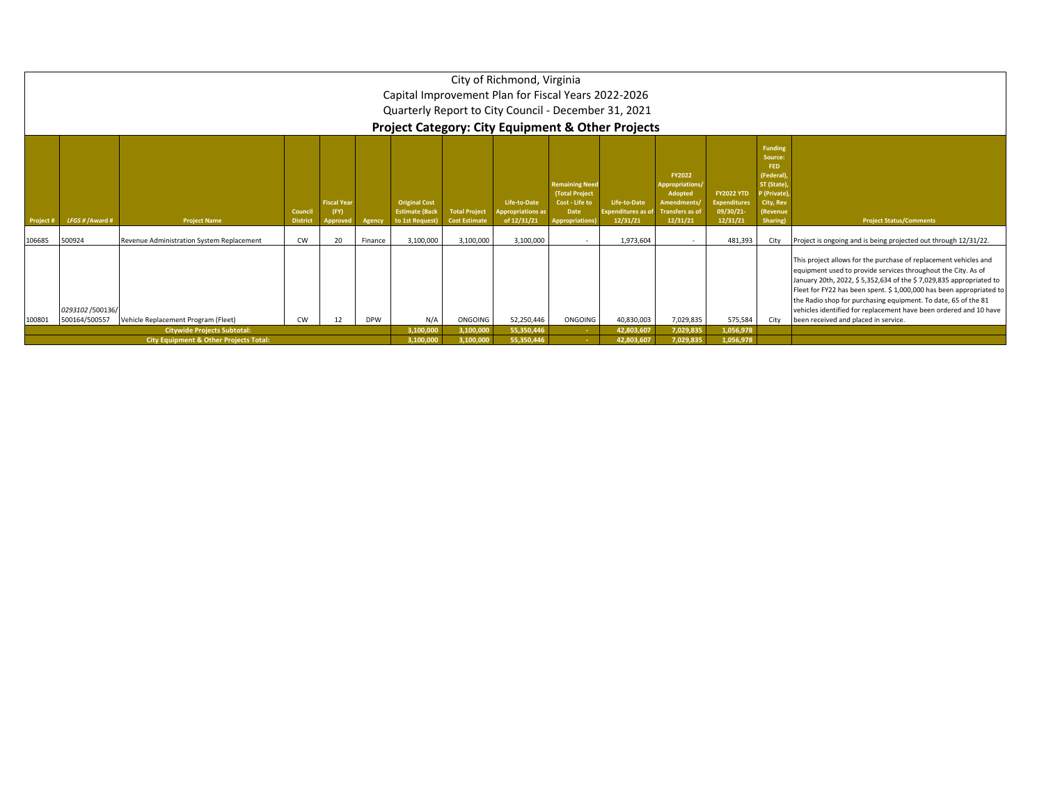# City of Richmond, Virginia

## Capital Improvement Plan for Fiscal Years 2022-2026

## Quarterly Report to City Council - December 31, 2021

## Project Category: City Equipment & Other Projects

| Project # | LFGS # /Award # | Project Name | Council District | Fiscal Year (FY) Approved | Agency | Original Cost Estimate (Back to 1st Request) | Total Project Cost Estimate | Life-to-Date Appropriations as of 12/31/21 | Remaining Need (Total Project Cost - Life to Date Appropriations) | Life-to-Date Expenditures as of 12/31/21 | FY2022 Appropriations/ Adopted Amendments/ Transfers as of 12/31/21 | FY2022 YTD Expenditures 09/30/21-12/31/21 | Funding Source: FED (Federal), ST (State), P (Private), City, Rev (Revenue Sharing) | Project Status/Comments |
|---|---|---|---|---|---|---|---|---|---|---|---|---|---|---|
| 106685 | 500924 | Revenue Administration System Replacement | CW | 20 | Finance | 3,100,000 | 3,100,000 | 3,100,000 | - | 1,973,604 | - | 481,393 | City | Project is ongoing and is being projected out through 12/31/22. |
| 100801 | *0293102* /500136/ 500164/500557 | Vehicle Replacement Program (Fleet) | CW | 12 | DPW | N/A | ONGOING | 52,250,446 | ONGOING | 40,830,003 | 7,029,835 | 575,584 | City | This project allows for the purchase of replacement vehicles and equipment used to provide services throughout the City. As of January 20th, 2022, $ 5,352,634 of the $ 7,029,835 appropriated to Fleet for FY22 has been spent. $ 1,000,000 has been appropriated to the Radio shop for purchasing equipment. To date, 65 of the 81 vehicles identified for replacement have been ordered and 10 have been received and placed in service. |
| **Citywide Projects Subtotal:** | | | | | | **3,100,000** | **3,100,000** | **55,350,446** | **-** | **42,803,607** | **7,029,835** | **1,056,978** | | |
| **City Equipment & Other Projects Total:** | | | | | | **3,100,000** | **3,100,000** | **55,350,446** | **-** | **42,803,607** | **7,029,835** | **1,056,978** | | |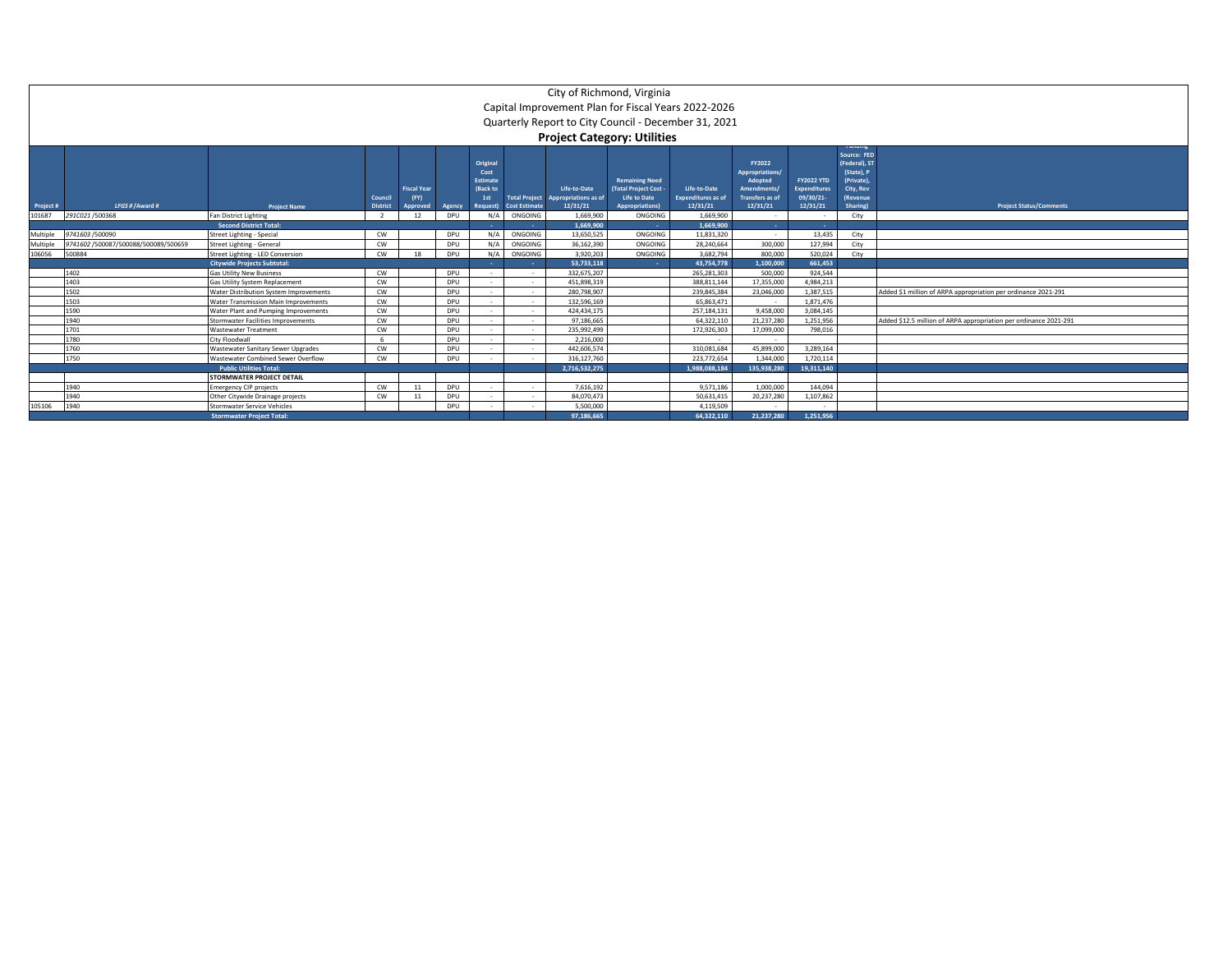# City of Richmond, Virginia

## Capital Improvement Plan for Fiscal Years 2022-2026

## Quarterly Report to City Council - December 31, 2021

### Project Category: Utilities

| Project # | LFGS # / Award # | Project Name | Council District | Fiscal Year (FY) Approved | Agency | Original Cost Estimate (Back to 1st Request) | Total Project Cost Estimate | Life-to-Date Appropriations as of 12/31/21 | Remaining Need (Total Project Cost - Life to Date Appropriations) | Life-to-Date Expenditures as of 12/31/21 | FY2022 Appropriations/ Adopted Amendments/ Transfers as of 12/31/21 | FY2022 YTD Expenditures 09/30/21-12/31/21 | Funding Source: FED (Federal), ST (State), P (Private), City, Rev (Revenue Sharing) | Project Status/Comments |
|---|---|---|---|---|---|---|---|---|---|---|---|---|---|---|
| 101687 | *291C021* /500368 | Fan District Lighting | 2 | 12 | DPU | N/A | ONGOING | 1,669,900 | ONGOING | 1,669,900 | - | - | City | |
| | | **Second District Total:** | | | | - | - | 1,669,900 | - | 1,669,900 | - | - | | |
| Multiple | *9741603* /500090 | Street Lighting - Special | CW | | DPU | N/A | ONGOING | 13,650,525 | ONGOING | 11,831,320 | - | 13,435 | City | |
| Multiple | *9741602* /500087/500088/500089/500659 | Street Lighting - General | CW | | DPU | N/A | ONGOING | 36,162,390 | ONGOING | 28,240,664 | 300,000 | 127,994 | City | |
| 106056 | 500884 | Street Lighting - LED Conversion | CW | 18 | DPU | N/A | ONGOING | 3,920,203 | ONGOING | 3,682,794 | 800,000 | 520,024 | City | |
| | | **Citywide Projects Subtotal:** | | | | - | - | 53,733,118 | - | 43,754,778 | 1,100,000 | 661,453 | | |
| | 1402 | Gas Utility New Business | CW | | DPU | - | - | 332,675,207 | | 265,281,303 | 500,000 | 924,544 | | |
| | 1403 | Gas Utility System Replacement | CW | | DPU | - | - | 451,898,319 | | 388,811,144 | 17,355,000 | 4,984,213 | | |
| | 1502 | Water Distribution System Improvements | CW | | DPU | - | - | 280,798,907 | | 239,845,384 | 23,046,000 | 1,387,515 | | Added $1 million of ARPA appropriation per ordinance 2021-291 |
| | 1503 | Water Transmission Main Improvements | CW | | DPU | - | - | 132,596,169 | | 65,863,471 | - | 1,871,476 | | |
| | 1590 | Water Plant and Pumping Improvements | CW | | DPU | - | - | 424,434,175 | | 257,184,131 | 9,458,000 | 3,084,145 | | |
| | 1940 | Stormwater Facilities Improvements | CW | | DPU | - | - | 97,186,665 | | 64,322,110 | 21,237,280 | 1,251,956 | | Added $12.5 million of ARPA appropriation per ordinance 2021-291 |
| | 1701 | Wastewater Treatment | CW | | DPU | - | - | 235,992,499 | | 172,926,303 | 17,099,000 | 798,016 | | |
| | 1780 | City Floodwall | 6 | | DPU | - | - | 2,216,000 | | - | - | | | |
| | 1760 | Wastewater Sanitary Sewer Upgrades | CW | | DPU | - | - | 442,606,574 | | 310,081,684 | 45,899,000 | 3,289,164 | | |
| | 1750 | Wastewater Combined Sewer Overflow | CW | | DPU | - | - | 316,127,760 | | 223,772,654 | 1,344,000 | 1,720,114 | | |
| | | **Public Utilities Total:** | | | | | | 2,716,532,275 | | 1,988,088,184 | 135,938,280 | 19,311,140 | | |
| | | **STORMWATER PROJECT DETAIL** | | | | | | | | | | | | |
| | 1940 | Emergency CIP projects | CW | 11 | DPU | - | - | 7,616,192 | | 9,571,186 | 1,000,000 | 144,094 | | |
| | 1940 | Other Citywide Drainage projects | CW | 11 | DPU | - | - | 84,070,473 | | 50,631,415 | 20,237,280 | 1,107,862 | | |
| 105106 | 1940 | Stormwater Service Vehicles | | | DPU | - | - | 5,500,000 | | 4,119,509 | - | - | | |
| | | **Stormwater Project Total:** | | | | | | 97,186,665 | | 64,322,110 | 21,237,280 | 1,251,956 | | |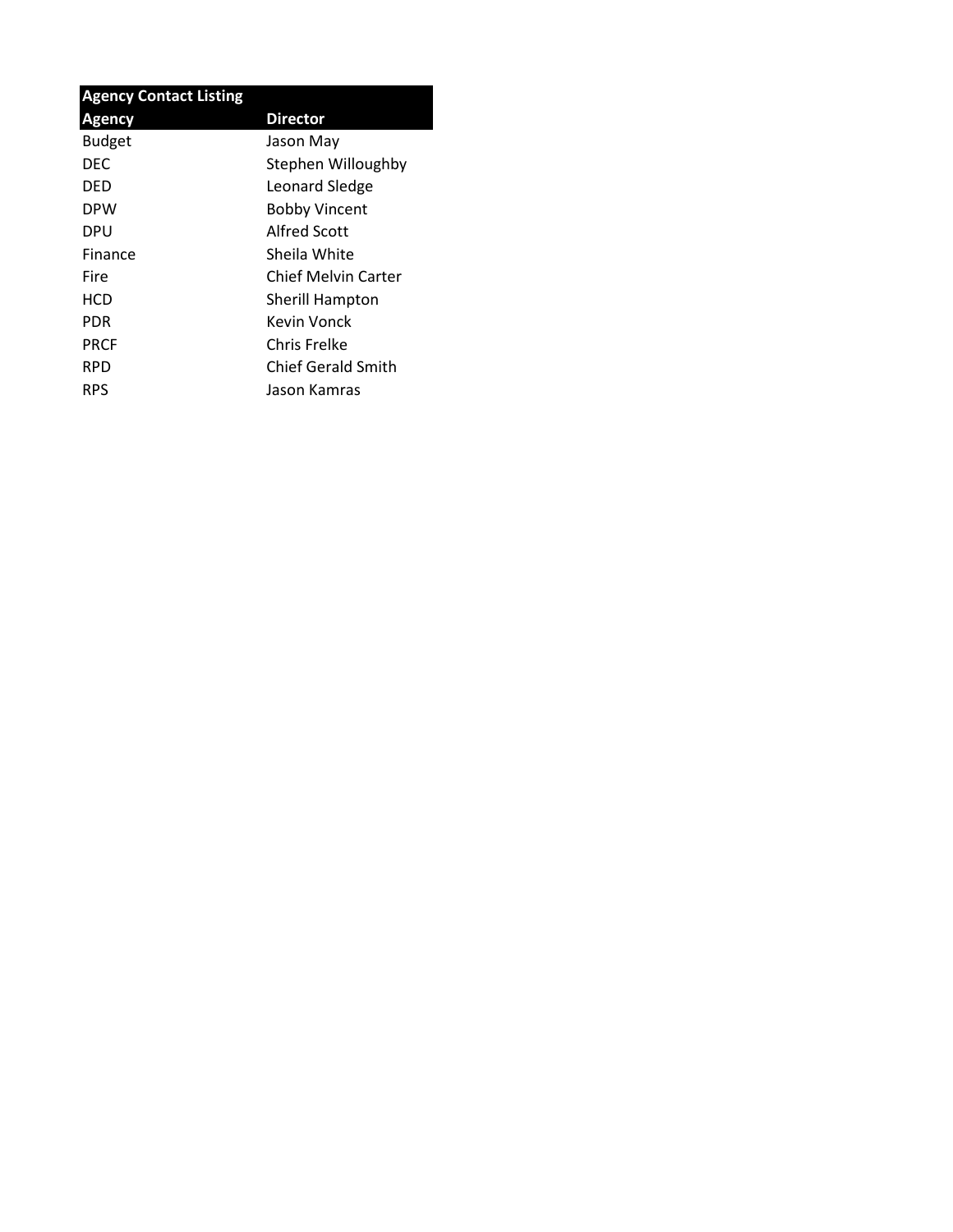| Agency Contact Listing | |
|---|---|
| **Agency** | **Director** |
| Budget | Jason May |
| DEC | Stephen Willoughby |
| DED | Leonard Sledge |
| DPW | Bobby Vincent |
| DPU | Alfred Scott |
| Finance | Sheila White |
| Fire | Chief Melvin Carter |
| HCD | Sherill Hampton |
| PDR | Kevin Vonck |
| PRCF | Chris Frelke |
| RPD | Chief Gerald Smith |
| RPS | Jason Kamras |